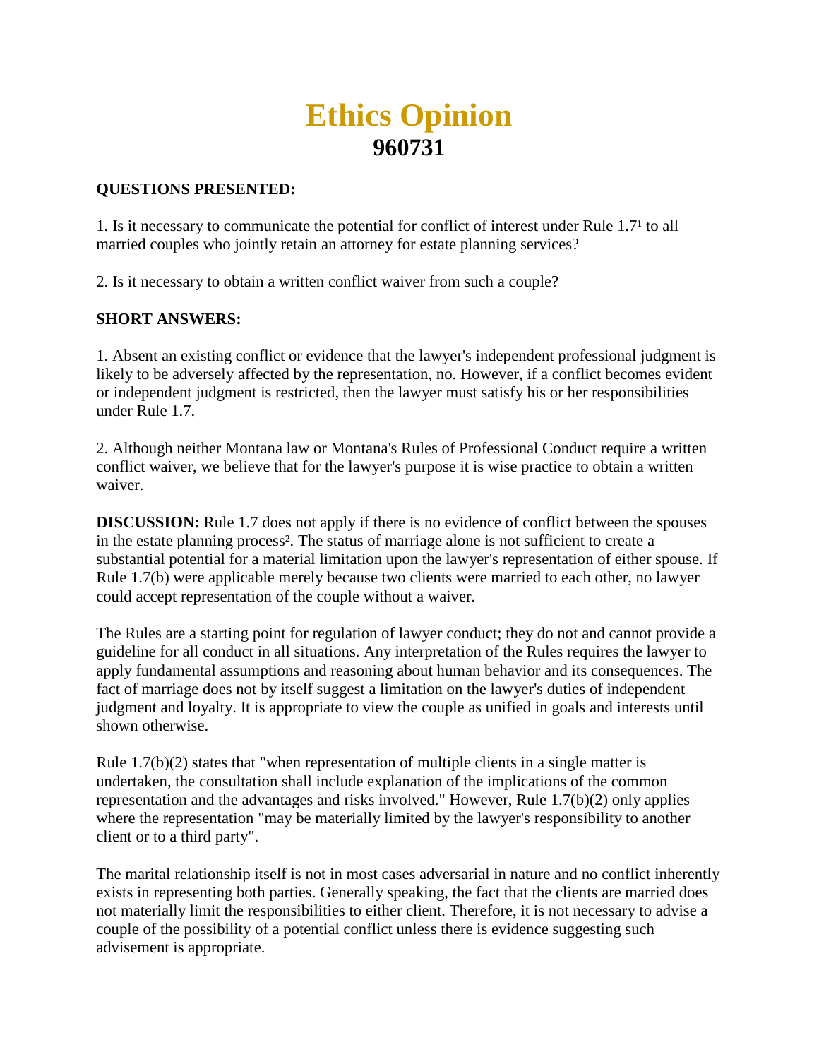# Ethics Opinion
## 960731

**QUESTIONS PRESENTED:**

1. Is it necessary to communicate the potential for conflict of interest under Rule 1.7[1] to all married couples who jointly retain an attorney for estate planning services?

2. Is it necessary to obtain a written conflict waiver from such a couple?

**SHORT ANSWERS:**

1. Absent an existing conflict or evidence that the lawyer's independent professional judgment is likely to be adversely affected by the representation, no. However, if a conflict becomes evident or independent judgment is restricted, then the lawyer must satisfy his or her responsibilities under Rule 1.7.

2. Although neither Montana law or Montana's Rules of Professional Conduct require a written conflict waiver, we believe that for the lawyer's purpose it is wise practice to obtain a written waiver.

**DISCUSSION:** Rule 1.7 does not apply if there is no evidence of conflict between the spouses in the estate planning process[2]. The status of marriage alone is not sufficient to create a substantial potential for a material limitation upon the lawyer's representation of either spouse. If Rule 1.7(b) were applicable merely because two clients were married to each other, no lawyer could accept representation of the couple without a waiver.

The Rules are a starting point for regulation of lawyer conduct; they do not and cannot provide a guideline for all conduct in all situations. Any interpretation of the Rules requires the lawyer to apply fundamental assumptions and reasoning about human behavior and its consequences. The fact of marriage does not by itself suggest a limitation on the lawyer's duties of independent judgment and loyalty. It is appropriate to view the couple as unified in goals and interests until shown otherwise.

Rule 1.7(b)(2) states that "when representation of multiple clients in a single matter is undertaken, the consultation shall include explanation of the implications of the common representation and the advantages and risks involved." However, Rule 1.7(b)(2) only applies where the representation "may be materially limited by the lawyer's responsibility to another client or to a third party".

The marital relationship itself is not in most cases adversarial in nature and no conflict inherently exists in representing both parties. Generally speaking, the fact that the clients are married does not materially limit the responsibilities to either client. Therefore, it is not necessary to advise a couple of the possibility of a potential conflict unless there is evidence suggesting such advisement is appropriate.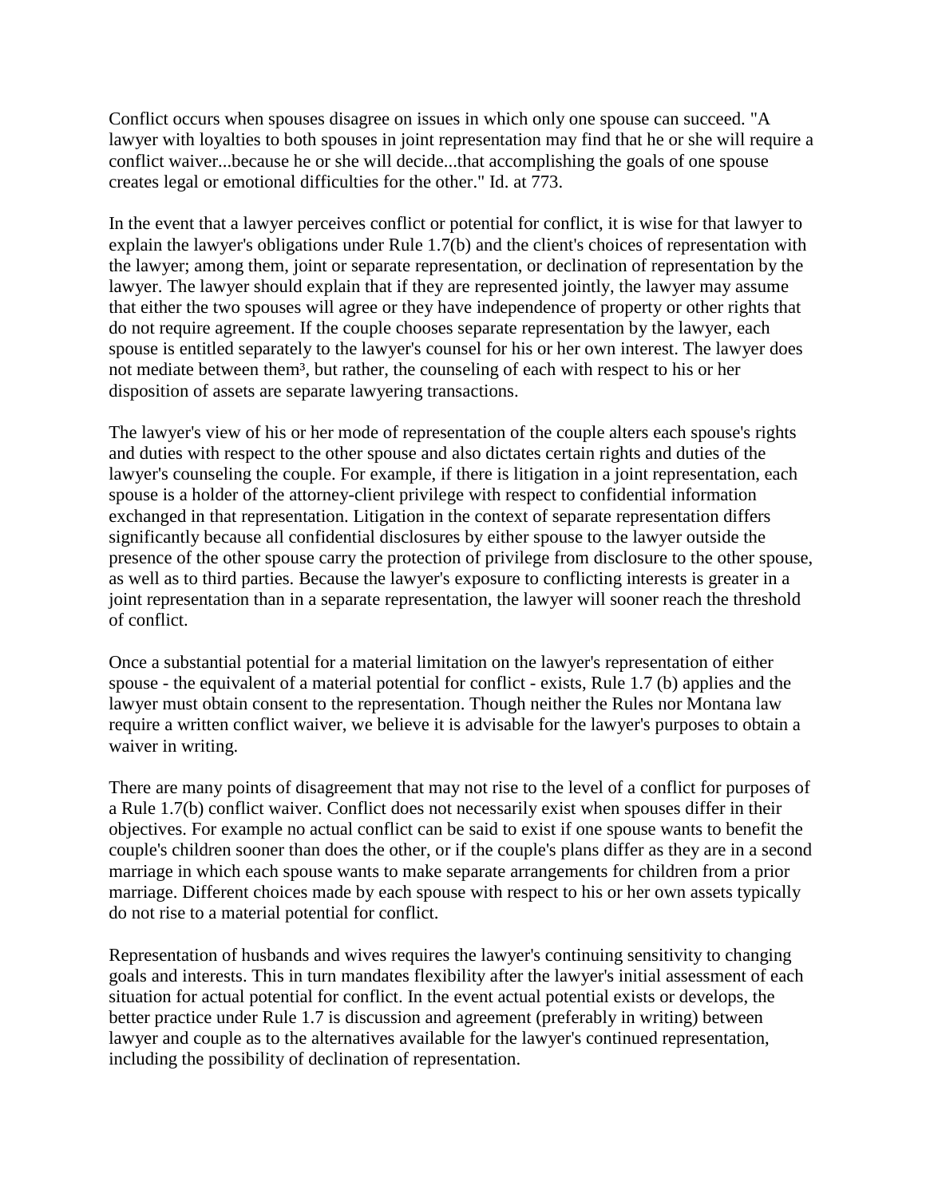Conflict occurs when spouses disagree on issues in which only one spouse can succeed. "A lawyer with loyalties to both spouses in joint representation may find that he or she will require a conflict waiver...because he or she will decide...that accomplishing the goals of one spouse creates legal or emotional difficulties for the other." Id. at 773.

In the event that a lawyer perceives conflict or potential for conflict, it is wise for that lawyer to explain the lawyer's obligations under Rule 1.7(b) and the client's choices of representation with the lawyer; among them, joint or separate representation, or declination of representation by the lawyer. The lawyer should explain that if they are represented jointly, the lawyer may assume that either the two spouses will agree or they have independence of property or other rights that do not require agreement. If the couple chooses separate representation by the lawyer, each spouse is entitled separately to the lawyer's counsel for his or her own interest. The lawyer does not mediate between them[3], but rather, the counseling of each with respect to his or her disposition of assets are separate lawyering transactions.

The lawyer's view of his or her mode of representation of the couple alters each spouse's rights and duties with respect to the other spouse and also dictates certain rights and duties of the lawyer's counseling the couple. For example, if there is litigation in a joint representation, each spouse is a holder of the attorney-client privilege with respect to confidential information exchanged in that representation. Litigation in the context of separate representation differs significantly because all confidential disclosures by either spouse to the lawyer outside the presence of the other spouse carry the protection of privilege from disclosure to the other spouse, as well as to third parties. Because the lawyer's exposure to conflicting interests is greater in a joint representation than in a separate representation, the lawyer will sooner reach the threshold of conflict.

Once a substantial potential for a material limitation on the lawyer's representation of either spouse - the equivalent of a material potential for conflict - exists, Rule 1.7 (b) applies and the lawyer must obtain consent to the representation. Though neither the Rules nor Montana law require a written conflict waiver, we believe it is advisable for the lawyer's purposes to obtain a waiver in writing.

There are many points of disagreement that may not rise to the level of a conflict for purposes of a Rule 1.7(b) conflict waiver. Conflict does not necessarily exist when spouses differ in their objectives. For example no actual conflict can be said to exist if one spouse wants to benefit the couple's children sooner than does the other, or if the couple's plans differ as they are in a second marriage in which each spouse wants to make separate arrangements for children from a prior marriage. Different choices made by each spouse with respect to his or her own assets typically do not rise to a material potential for conflict.

Representation of husbands and wives requires the lawyer's continuing sensitivity to changing goals and interests. This in turn mandates flexibility after the lawyer's initial assessment of each situation for actual potential for conflict. In the event actual potential exists or develops, the better practice under Rule 1.7 is discussion and agreement (preferably in writing) between lawyer and couple as to the alternatives available for the lawyer's continued representation, including the possibility of declination of representation.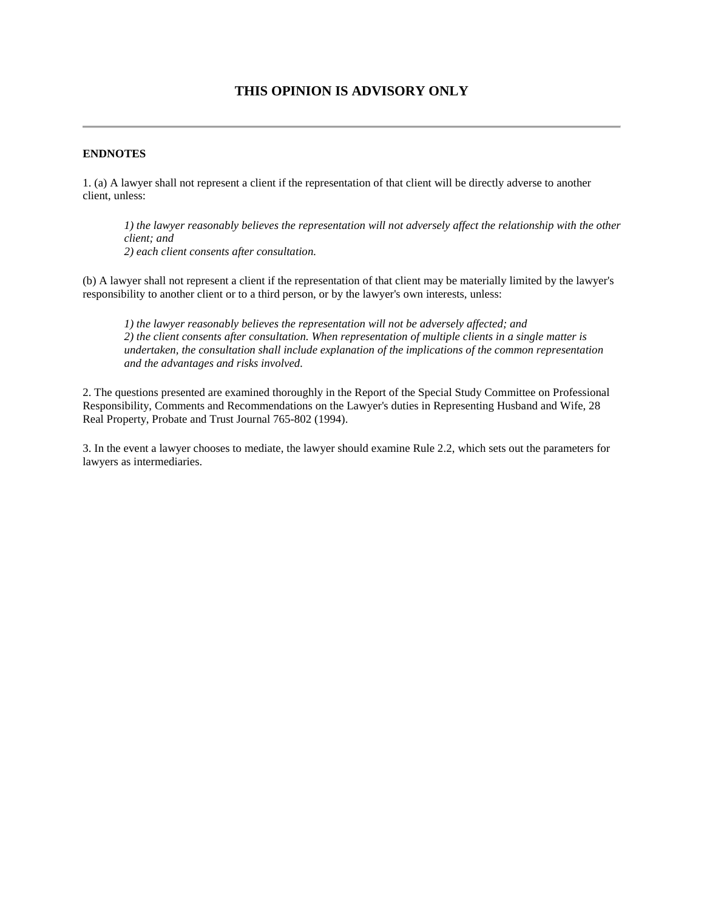## THIS OPINION IS ADVISORY ONLY

---

**ENDNOTES**

1. (a) A lawyer shall not represent a client if the representation of that client will be directly adverse to another client, unless:

> *1) the lawyer reasonably believes the representation will not adversely affect the relationship with the other client; and*
> *2) each client consents after consultation.*

(b) A lawyer shall not represent a client if the representation of that client may be materially limited by the lawyer's responsibility to another client or to a third person, or by the lawyer's own interests, unless:

> *1) the lawyer reasonably believes the representation will not be adversely affected; and*
> *2) the client consents after consultation. When representation of multiple clients in a single matter is undertaken, the consultation shall include explanation of the implications of the common representation and the advantages and risks involved.*

2. The questions presented are examined thoroughly in the Report of the Special Study Committee on Professional Responsibility, Comments and Recommendations on the Lawyer's duties in Representing Husband and Wife, 28 Real Property, Probate and Trust Journal 765-802 (1994).

3. In the event a lawyer chooses to mediate, the lawyer should examine Rule 2.2, which sets out the parameters for lawyers as intermediaries.